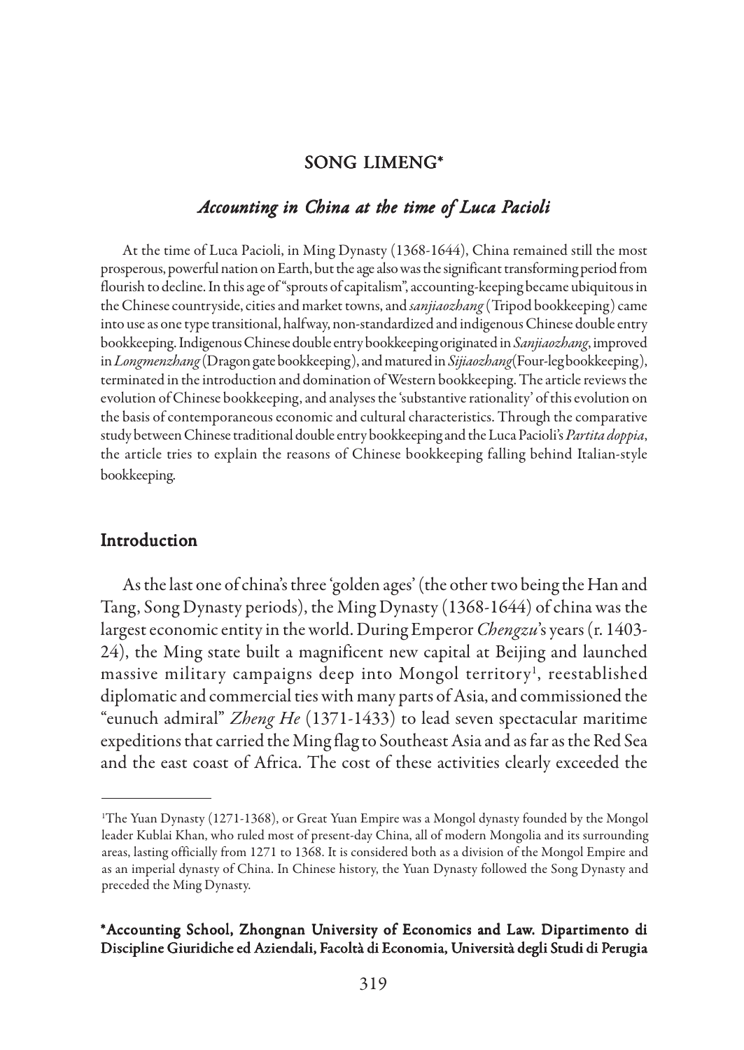SONG LIMENG*

# *Accounting in China at the time of Luca Pacioli*

At the time of Luca Pacioli, in Ming Dynasty (1368-1644), China remained still the most prosperous, powerful nation on Earth, but the age also was the significant transforming period from flourish to decline. In this age of "sprouts of capitalism", accounting-keeping became ubiquitous in the Chinese countryside, cities and market towns, and *sanjiaozhang* (Tripod bookkeeping) came into use as one type transitional, halfway, non-standardized and indigenous Chinese double entry bookkeeping. Indigenous Chinese double entry bookkeeping originated in *Sanjiaozhang*, improved in *Longmenzhang* (Dragon gate bookkeeping), and matured in *Sijiaozhang* (Four-leg bookkeeping), terminated in the introduction and domination of Western bookkeeping. The article reviews the evolution of Chinese bookkeeping, and analyses the 'substantive rationality' of this evolution on the basis of contemporaneous economic and cultural characteristics. Through the comparative study between Chinese traditional double entry bookkeeping and the Luca Pacioli's *Partita doppia*, the article tries to explain the reasons of Chinese bookkeeping falling behind Italian-style bookkeeping.

## Introduction

As the last one of china's three 'golden ages' (the other two being the Han and Tang, Song Dynasty periods), the Ming Dynasty (1368-1644) of china was the largest economic entity in the world. During Emperor *Chengzu*'s years (r. 1403-24), the Ming state built a magnificent new capital at Beijing and launched massive military campaigns deep into Mongol territory[1], reestablished diplomatic and commercial ties with many parts of Asia, and commissioned the "eunuch admiral" *Zheng He* (1371-1433) to lead seven spectacular maritime expeditions that carried the Ming flag to Southeast Asia and as far as the Red Sea and the east coast of Africa. The cost of these activities clearly exceeded the

[1]The Yuan Dynasty (1271-1368), or Great Yuan Empire was a Mongol dynasty founded by the Mongol leader Kublai Khan, who ruled most of present-day China, all of modern Mongolia and its surrounding areas, lasting officially from 1271 to 1368. It is considered both as a division of the Mongol Empire and as an imperial dynasty of China. In Chinese history, the Yuan Dynasty followed the Song Dynasty and preceded the Ming Dynasty.

**\*Accounting School, Zhongnan University of Economics and Law. Dipartimento di Discipline Giuridiche ed Aziendali, Facoltà di Economia, Università degli Studi di Perugia**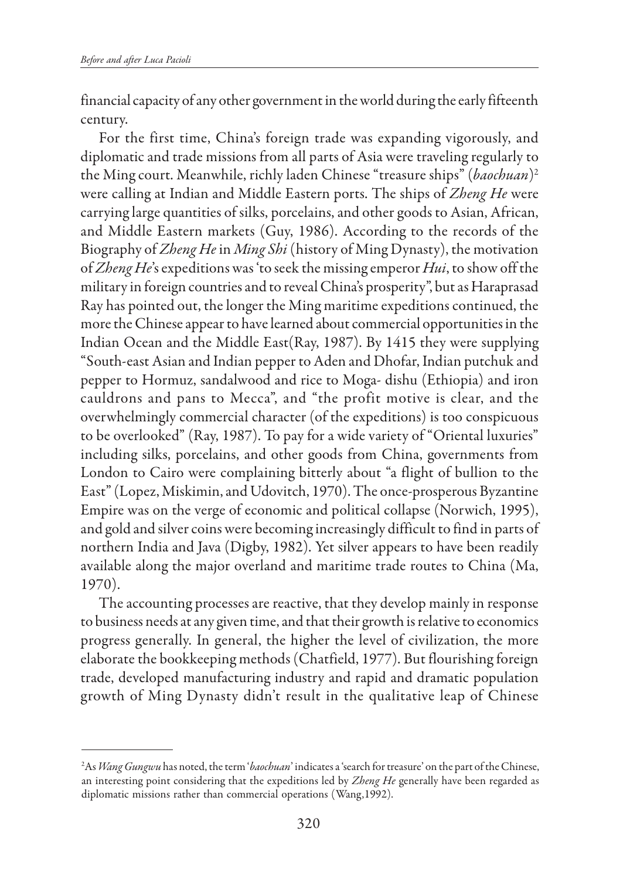financial capacity of any other government in the world during the early fifteenth century.

For the first time, China's foreign trade was expanding vigorously, and diplomatic and trade missions from all parts of Asia were traveling regularly to the Ming court. Meanwhile, richly laden Chinese "treasure ships" (*baochuan*)[2] were calling at Indian and Middle Eastern ports. The ships of *Zheng He* were carrying large quantities of silks, porcelains, and other goods to Asian, African, and Middle Eastern markets (Guy, 1986). According to the records of the Biography of *Zheng He* in *Ming Shi* (history of Ming Dynasty), the motivation of *Zheng He*'s expeditions was 'to seek the missing emperor *Hui*, to show off the military in foreign countries and to reveal China's prosperity", but as Haraprasad Ray has pointed out, the longer the Ming maritime expeditions continued, the more the Chinese appear to have learned about commercial opportunities in the Indian Ocean and the Middle East(Ray, 1987). By 1415 they were supplying "South-east Asian and Indian pepper to Aden and Dhofar, Indian putchuk and pepper to Hormuz, sandalwood and rice to Moga- dishu (Ethiopia) and iron cauldrons and pans to Mecca", and "the profit motive is clear, and the overwhelmingly commercial character (of the expeditions) is too conspicuous to be overlooked" (Ray, 1987). To pay for a wide variety of "Oriental luxuries" including silks, porcelains, and other goods from China, governments from London to Cairo were complaining bitterly about "a flight of bullion to the East" (Lopez, Miskimin, and Udovitch, 1970). The once-prosperous Byzantine Empire was on the verge of economic and political collapse (Norwich, 1995), and gold and silver coins were becoming increasingly difficult to find in parts of northern India and Java (Digby, 1982). Yet silver appears to have been readily available along the major overland and maritime trade routes to China (Ma, 1970).

The accounting processes are reactive, that they develop mainly in response to business needs at any given time, and that their growth is relative to economics progress generally. In general, the higher the level of civilization, the more elaborate the bookkeeping methods (Chatfield, 1977). But flourishing foreign trade, developed manufacturing industry and rapid and dramatic population growth of Ming Dynasty didn't result in the qualitative leap of Chinese

---

[2] As *Wang Gungwu* has noted, the term '*baochuan*' indicates a 'search for treasure' on the part of the Chinese, an interesting point considering that the expeditions led by *Zheng He* generally have been regarded as diplomatic missions rather than commercial operations (Wang,1992).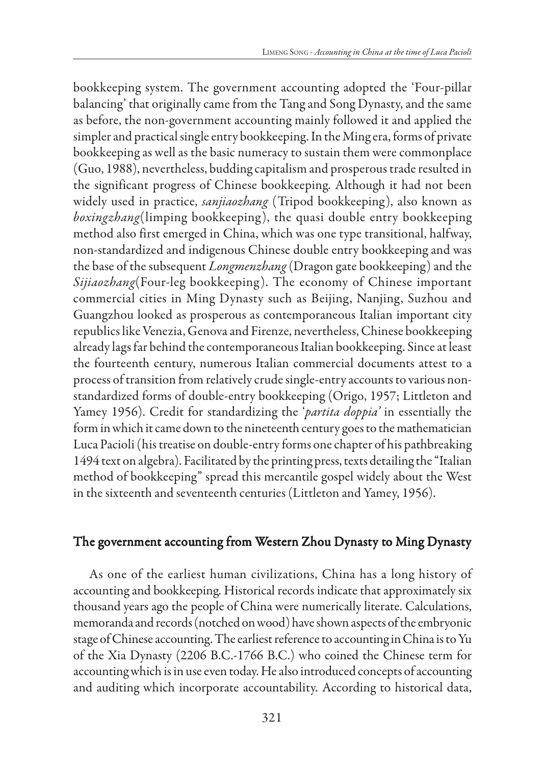bookkeeping system. The government accounting adopted the 'Four-pillar balancing' that originally came from the Tang and Song Dynasty, and the same as before, the non-government accounting mainly followed it and applied the simpler and practical single entry bookkeeping. In the Ming era, forms of private bookkeeping as well as the basic numeracy to sustain them were commonplace (Guo, 1988), nevertheless, budding capitalism and prosperous trade resulted in the significant progress of Chinese bookkeeping. Although it had not been widely used in practice, *sanjiaozhang* (Tripod bookkeeping), also known as *boxingzhang*(limping bookkeeping), the quasi double entry bookkeeping method also first emerged in China, which was one type transitional, halfway, non-standardized and indigenous Chinese double entry bookkeeping and was the base of the subsequent *Longmenzhang* (Dragon gate bookkeeping) and the *Sijiaozhang*(Four-leg bookkeeping). The economy of Chinese important commercial cities in Ming Dynasty such as Beijing, Nanjing, Suzhou and Guangzhou looked as prosperous as contemporaneous Italian important city republics like Venezia, Genova and Firenze, nevertheless, Chinese bookkeeping already lags far behind the contemporaneous Italian bookkeeping. Since at least the fourteenth century, numerous Italian commercial documents attest to a process of transition from relatively crude single-entry accounts to various non-standardized forms of double-entry bookkeeping (Origo, 1957; Littleton and Yamey 1956). Credit for standardizing the '*partita doppia*' in essentially the form in which it came down to the nineteenth century goes to the mathematician Luca Pacioli (his treatise on double-entry forms one chapter of his pathbreaking 1494 text on algebra). Facilitated by the printing press, texts detailing the "Italian method of bookkeeping" spread this mercantile gospel widely about the West in the sixteenth and seventeenth centuries (Littleton and Yamey, 1956).

## The government accounting from Western Zhou Dynasty to Ming Dynasty

As one of the earliest human civilizations, China has a long history of accounting and bookkeeping. Historical records indicate that approximately six thousand years ago the people of China were numerically literate. Calculations, memoranda and records (notched on wood) have shown aspects of the embryonic stage of Chinese accounting. The earliest reference to accounting in China is to Yu of the Xia Dynasty (2206 B.C.-1766 B.C.) who coined the Chinese term for accounting which is in use even today. He also introduced concepts of accounting and auditing which incorporate accountability. According to historical data,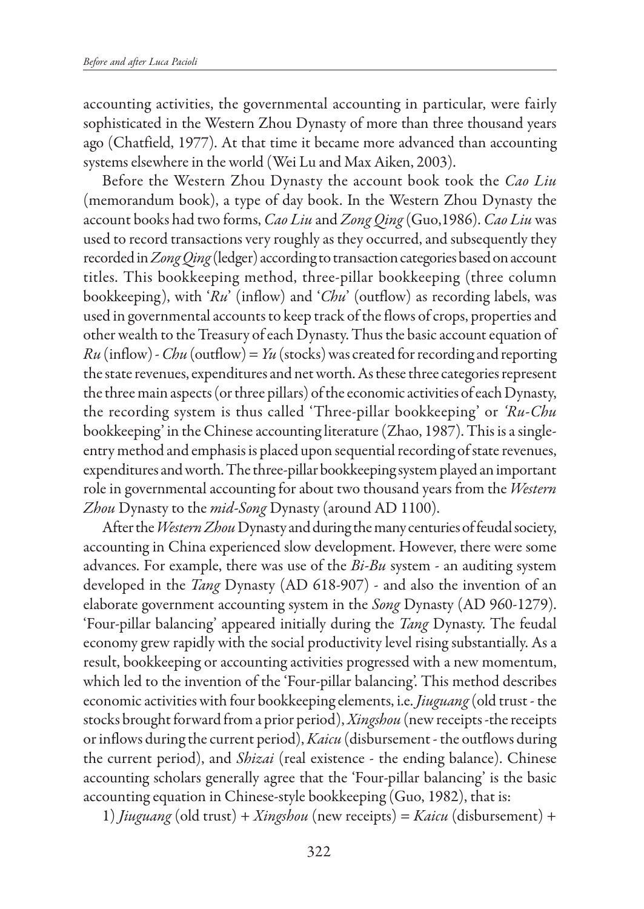accounting activities, the governmental accounting in particular, were fairly sophisticated in the Western Zhou Dynasty of more than three thousand years ago (Chatfield, 1977). At that time it became more advanced than accounting systems elsewhere in the world (Wei Lu and Max Aiken, 2003).

Before the Western Zhou Dynasty the account book took the *Cao Liu* (memorandum book), a type of day book. In the Western Zhou Dynasty the account books had two forms, *Cao Liu* and *Zong Qing* (Guo,1986). *Cao Liu* was used to record transactions very roughly as they occurred, and subsequently they recorded in *Zong Qing* (ledger) according to transaction categories based on account titles. This bookkeeping method, three-pillar bookkeeping (three column bookkeeping), with '*Ru*' (inflow) and '*Chu*' (outflow) as recording labels, was used in governmental accounts to keep track of the flows of crops, properties and other wealth to the Treasury of each Dynasty. Thus the basic account equation of *Ru* (inflow) - *Chu* (outflow) = *Yu* (stocks) was created for recording and reporting the state revenues, expenditures and net worth. As these three categories represent the three main aspects (or three pillars) of the economic activities of each Dynasty, the recording system is thus called 'Three-pillar bookkeeping' or *'Ru-Chu* bookkeeping' in the Chinese accounting literature (Zhao, 1987). This is a single-entry method and emphasis is placed upon sequential recording of state revenues, expenditures and worth. The three-pillar bookkeeping system played an important role in governmental accounting for about two thousand years from the *Western Zhou* Dynasty to the *mid-Song* Dynasty (around AD 1100).

After the *Western Zhou* Dynasty and during the many centuries of feudal society, accounting in China experienced slow development. However, there were some advances. For example, there was use of the *Bi-Bu* system - an auditing system developed in the *Tang* Dynasty (AD 618-907) - and also the invention of an elaborate government accounting system in the *Song* Dynasty (AD 960-1279). 'Four-pillar balancing' appeared initially during the *Tang* Dynasty. The feudal economy grew rapidly with the social productivity level rising substantially. As a result, bookkeeping or accounting activities progressed with a new momentum, which led to the invention of the 'Four-pillar balancing'. This method describes economic activities with four bookkeeping elements, i.e. *Jiuguang* (old trust - the stocks brought forward from a prior period), *Xingshou* (new receipts -the receipts or inflows during the current period), *Kaicu* (disbursement - the outflows during the current period), and *Shizai* (real existence - the ending balance). Chinese accounting scholars generally agree that the 'Four-pillar balancing' is the basic accounting equation in Chinese-style bookkeeping (Guo, 1982), that is:

1) *Jiuguang* (old trust) + *Xingshou* (new receipts) = *Kaicu* (disbursement) +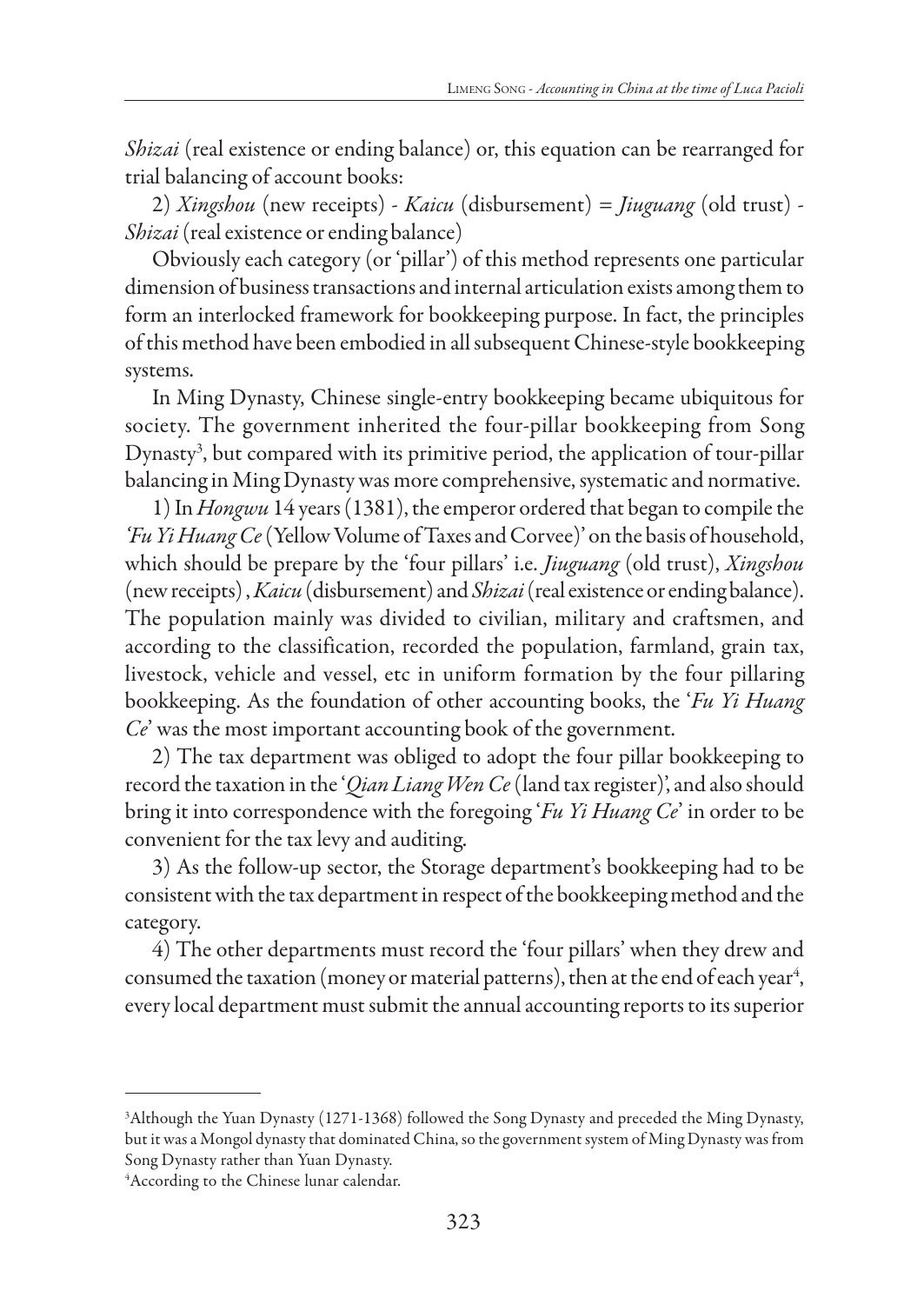*Shizai* (real existence or ending balance) or, this equation can be rearranged for trial balancing of account books:

2) *Xingshou* (new receipts) - *Kaicu* (disbursement) = *Jiuguang* (old trust) - *Shizai* (real existence or ending balance)

Obviously each category (or 'pillar') of this method represents one particular dimension of business transactions and internal articulation exists among them to form an interlocked framework for bookkeeping purpose. In fact, the principles of this method have been embodied in all subsequent Chinese-style bookkeeping systems.

In Ming Dynasty, Chinese single-entry bookkeeping became ubiquitous for society. The government inherited the four-pillar bookkeeping from Song Dynasty[3], but compared with its primitive period, the application of tour-pillar balancing in Ming Dynasty was more comprehensive, systematic and normative.

1) In *Hongwu* 14 years (1381), the emperor ordered that began to compile the *'Fu Yi Huang Ce* (Yellow Volume of Taxes and Corvee)' on the basis of household, which should be prepare by the 'four pillars' i.e. *Jiuguang* (old trust), *Xingshou* (new receipts), *Kaicu* (disbursement) and *Shizai* (real existence or ending balance). The population mainly was divided to civilian, military and craftsmen, and according to the classification, recorded the population, farmland, grain tax, livestock, vehicle and vessel, etc in uniform formation by the four pillaring bookkeeping. As the foundation of other accounting books, the '*Fu Yi Huang Ce*' was the most important accounting book of the government.

2) The tax department was obliged to adopt the four pillar bookkeeping to record the taxation in the '*Qian Liang Wen Ce* (land tax register)', and also should bring it into correspondence with the foregoing '*Fu Yi Huang Ce*' in order to be convenient for the tax levy and auditing.

3) As the follow-up sector, the Storage department's bookkeeping had to be consistent with the tax department in respect of the bookkeeping method and the category.

4) The other departments must record the 'four pillars' when they drew and consumed the taxation (money or material patterns), then at the end of each year[4], every local department must submit the annual accounting reports to its superior

---

[3] Although the Yuan Dynasty (1271-1368) followed the Song Dynasty and preceded the Ming Dynasty, but it was a Mongol dynasty that dominated China, so the government system of Ming Dynasty was from Song Dynasty rather than Yuan Dynasty.

[4] According to the Chinese lunar calendar.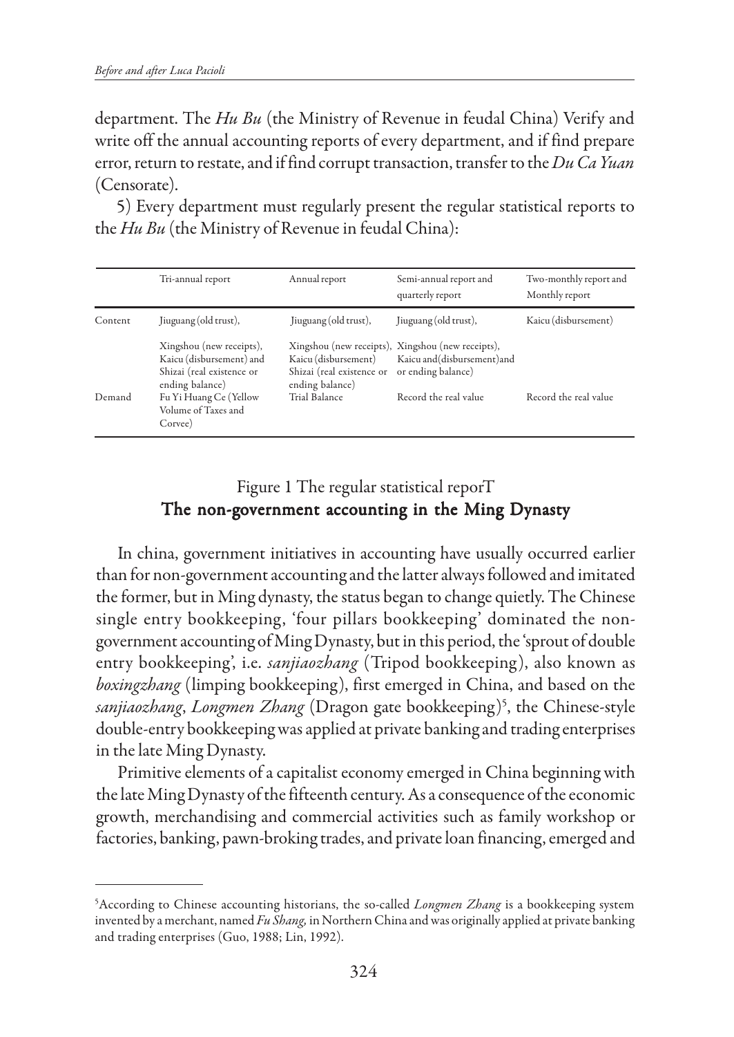department. The *Hu Bu* (the Ministry of Revenue in feudal China) Verify and write off the annual accounting reports of every department, and if find prepare error, return to restate, and if find corrupt transaction, transfer to the *Du Ca Yuan* (Censorate).

5) Every department must regularly present the regular statistical reports to the *Hu Bu* (the Ministry of Revenue in feudal China):

| | Tri-annual report | Annual report | Semi-annual report and quarterly report | Two-monthly report and Monthly report |
|---|---|---|---|---|
| Content | Jiuguang (old trust), Xingshou (new receipts), Kaicu (disbursement) and Shizai (real existence or ending balance) | Jiuguang (old trust), Xingshou (new receipts), Kaicu (disbursement) Shizai (real existence or ending balance) | Jiuguang (old trust), Xingshou (new receipts), Kaicu and(disbursement)and or ending balance) | Kaicu (disbursement) |
| Demand | Fu Yi Huang Ce (Yellow Volume of Taxes and Corvee) | Trial Balance | Record the real value | Record the real value |

Figure 1 The regular statistical reporT

## The non-government accounting in the Ming Dynasty

In china, government initiatives in accounting have usually occurred earlier than for non-government accounting and the latter always followed and imitated the former, but in Ming dynasty, the status began to change quietly. The Chinese single entry bookkeeping, 'four pillars bookkeeping' dominated the non-government accounting of Ming Dynasty, but in this period, the 'sprout of double entry bookkeeping', i.e. *sanjiaozhang* (Tripod bookkeeping), also known as *boxingzhang* (limping bookkeeping), first emerged in China, and based on the *sanjiaozhang*, *Longmen Zhang* (Dragon gate bookkeeping)[5], the Chinese-style double-entry bookkeeping was applied at private banking and trading enterprises in the late Ming Dynasty.

Primitive elements of a capitalist economy emerged in China beginning with the late Ming Dynasty of the fifteenth century. As a consequence of the economic growth, merchandising and commercial activities such as family workshop or factories, banking, pawn-broking trades, and private loan financing, emerged and

[5]According to Chinese accounting historians, the so-called *Longmen Zhang* is a bookkeeping system invented by a merchant, named *Fu Shang,* in Northern China and was originally applied at private banking and trading enterprises (Guo, 1988; Lin, 1992).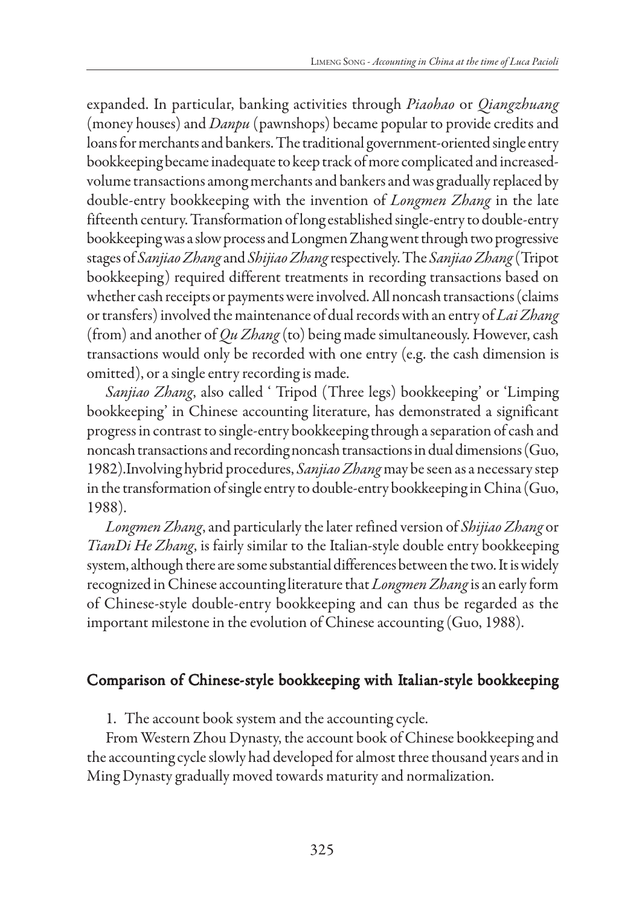expanded. In particular, banking activities through *Piaohao* or *Qiangzhuang* (money houses) and *Danpu* (pawnshops) became popular to provide credits and loans for merchants and bankers. The traditional government-oriented single entry bookkeeping became inadequate to keep track of more complicated and increased-volume transactions among merchants and bankers and was gradually replaced by double-entry bookkeeping with the invention of *Longmen Zhang* in the late fifteenth century. Transformation of long established single-entry to double-entry bookkeeping was a slow process and Longmen Zhang went through two progressive stages of *Sanjiao Zhang* and *Shijiao Zhang* respectively. The *Sanjiao Zhang* (Tripot bookkeeping) required different treatments in recording transactions based on whether cash receipts or payments were involved. All noncash transactions (claims or transfers) involved the maintenance of dual records with an entry of *Lai Zhang* (from) and another of *Qu Zhang* (to) being made simultaneously. However, cash transactions would only be recorded with one entry (e.g. the cash dimension is omitted), or a single entry recording is made.

*Sanjiao Zhang*, also called ' Tripod (Three legs) bookkeeping' or 'Limping bookkeeping' in Chinese accounting literature, has demonstrated a significant progress in contrast to single-entry bookkeeping through a separation of cash and noncash transactions and recording noncash transactions in dual dimensions (Guo, 1982).Involving hybrid procedures, *Sanjiao Zhang* may be seen as a necessary step in the transformation of single entry to double-entry bookkeeping in China (Guo, 1988).

*Longmen Zhang*, and particularly the later refined version of *Shijiao Zhang* or *TianDi He Zhang*, is fairly similar to the Italian-style double entry bookkeeping system, although there are some substantial differences between the two. It is widely recognized in Chinese accounting literature that *Longmen Zhang* is an early form of Chinese-style double-entry bookkeeping and can thus be regarded as the important milestone in the evolution of Chinese accounting (Guo, 1988).

## Comparison of Chinese-style bookkeeping with Italian-style bookkeeping

1. The account book system and the accounting cycle.

From Western Zhou Dynasty, the account book of Chinese bookkeeping and the accounting cycle slowly had developed for almost three thousand years and in Ming Dynasty gradually moved towards maturity and normalization.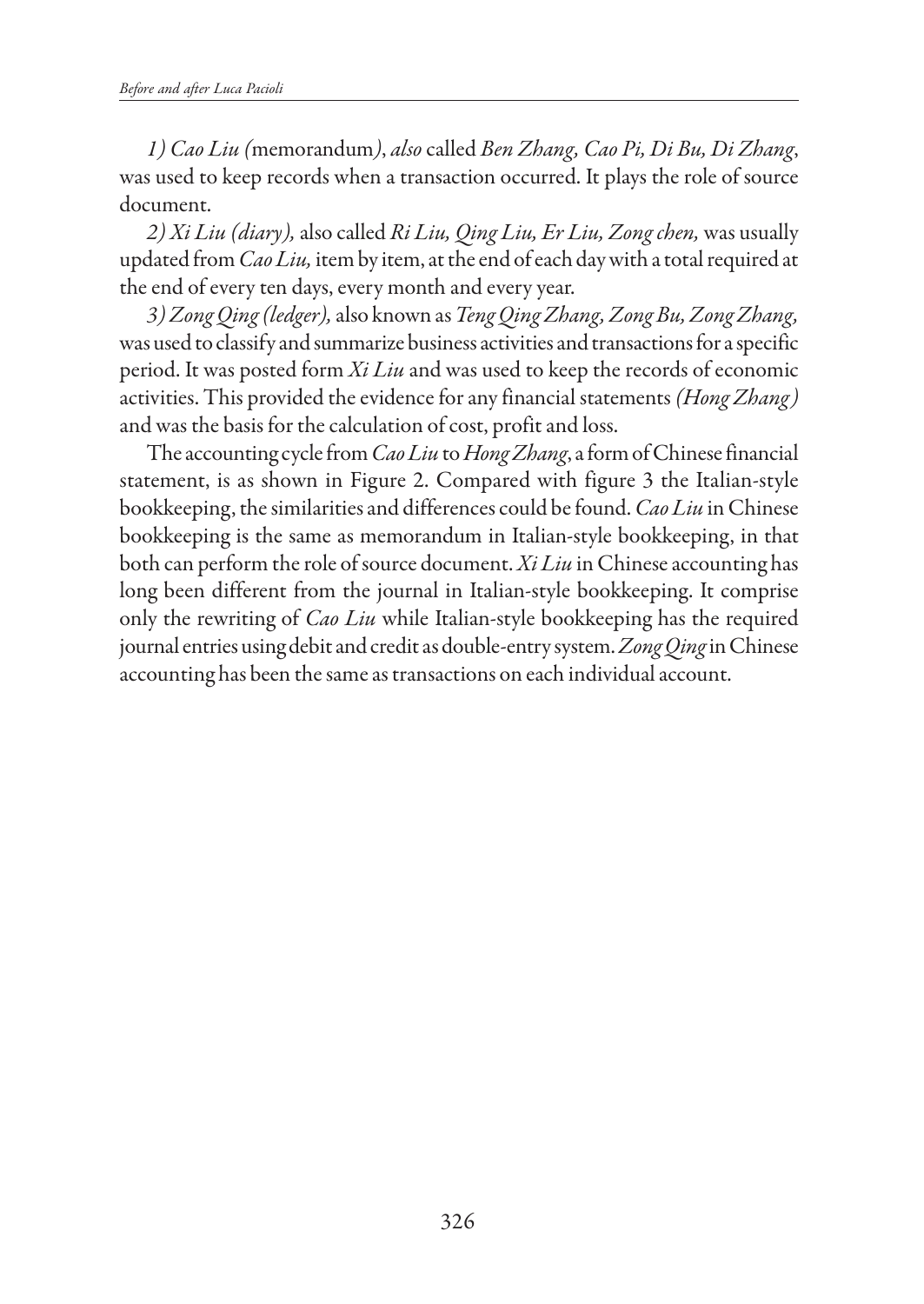*1) Cao Liu (*memorandum*)*, *also* called *Ben Zhang, Cao Pi, Di Bu, Di Zhang*, was used to keep records when a transaction occurred. It plays the role of source document.

*2) Xi Liu (diary),* also called *Ri Liu, Qing Liu, Er Liu, Zong chen,* was usually updated from *Cao Liu,* item by item, at the end of each day with a total required at the end of every ten days, every month and every year.

*3) Zong Qing (ledger),* also known as *Teng Qing Zhang, Zong Bu, Zong Zhang,* was used to classify and summarize business activities and transactions for a specific period. It was posted form *Xi Liu* and was used to keep the records of economic activities. This provided the evidence for any financial statements *(Hong Zhang)* and was the basis for the calculation of cost, profit and loss.

The accounting cycle from *Cao Liu* to *Hong Zhang*, a form of Chinese financial statement, is as shown in Figure 2. Compared with figure 3 the Italian-style bookkeeping, the similarities and differences could be found. *Cao Liu* in Chinese bookkeeping is the same as memorandum in Italian-style bookkeeping, in that both can perform the role of source document. *Xi Liu* in Chinese accounting has long been different from the journal in Italian-style bookkeeping. It comprise only the rewriting of *Cao Liu* while Italian-style bookkeeping has the required journal entries using debit and credit as double-entry system. *Zong Qing* in Chinese accounting has been the same as transactions on each individual account.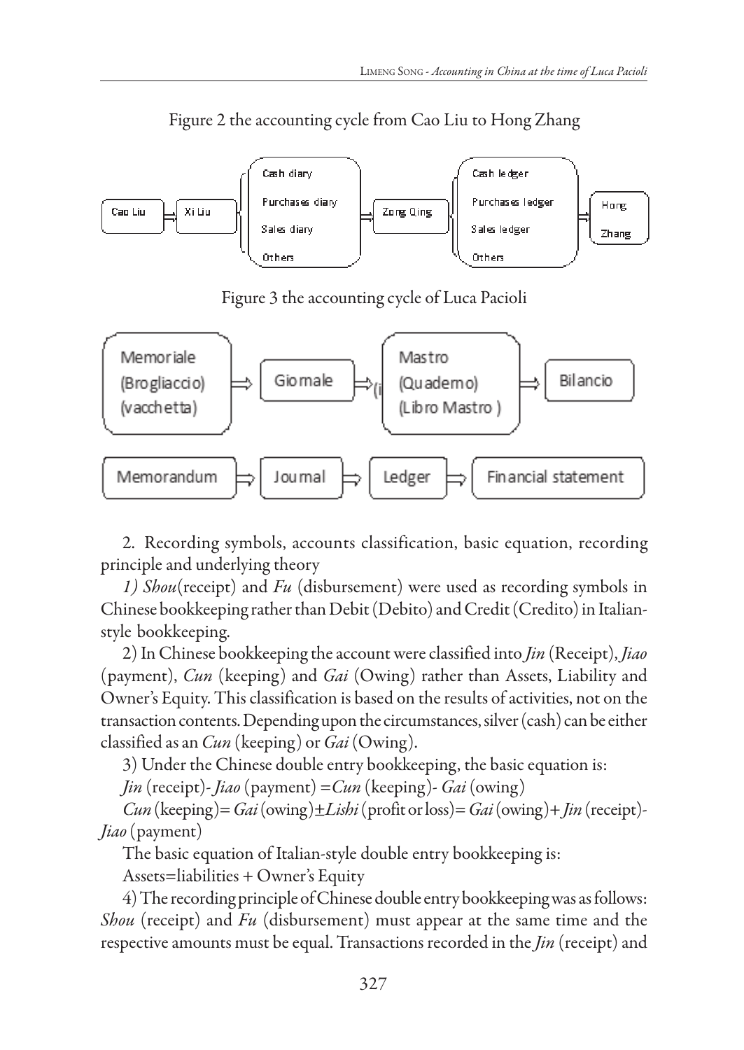Figure 2 the accounting cycle from Cao Liu to Hong Zhang

Cao Liu ⇒ Xi Liu ⇒ { Cash diary / Purchases diary / Sales diary / Others } ⇒ Zong Qing ⇒ { Cash ledger / Purchases ledger / Sales ledger / Others } ⇒ Hong Zhang

Figure 3 the accounting cycle of Luca Pacioli

Memoriale (Brogliaccio) (vacchetta) ⇒ Giornale ⇒ Mastro (Quaderno) (Libro Mastro) ⇒ Bilancio

Memorandum ⇒ Journal ⇒ Ledger ⇒ Financial statement

2. Recording symbols, accounts classification, basic equation, recording principle and underlying theory

*1) Shou*(receipt) and *Fu* (disbursement) were used as recording symbols in Chinese bookkeeping rather than Debit (Debito) and Credit (Credito) in Italian-style bookkeeping.

2) In Chinese bookkeeping the account were classified into *Jin* (Receipt), *Jiao* (payment), *Cun* (keeping) and *Gai* (Owing) rather than Assets, Liability and Owner's Equity. This classification is based on the results of activities, not on the transaction contents. Depending upon the circumstances, silver (cash) can be either classified as an *Cun* (keeping) or *Gai* (Owing).

3) Under the Chinese double entry bookkeeping, the basic equation is:

*Jin* (receipt)- *Jiao* (payment) =*Cun* (keeping)- *Gai* (owing)

*Cun* (keeping)= *Gai* (owing)±*Lishi* (profit or loss)= *Gai* (owing)+ *Jin* (receipt)- *Jiao* (payment)

The basic equation of Italian-style double entry bookkeeping is:

Assets=liabilities + Owner's Equity

4) The recording principle of Chinese double entry bookkeeping was as follows: *Shou* (receipt) and *Fu* (disbursement) must appear at the same time and the respective amounts must be equal. Transactions recorded in the *Jin* (receipt) and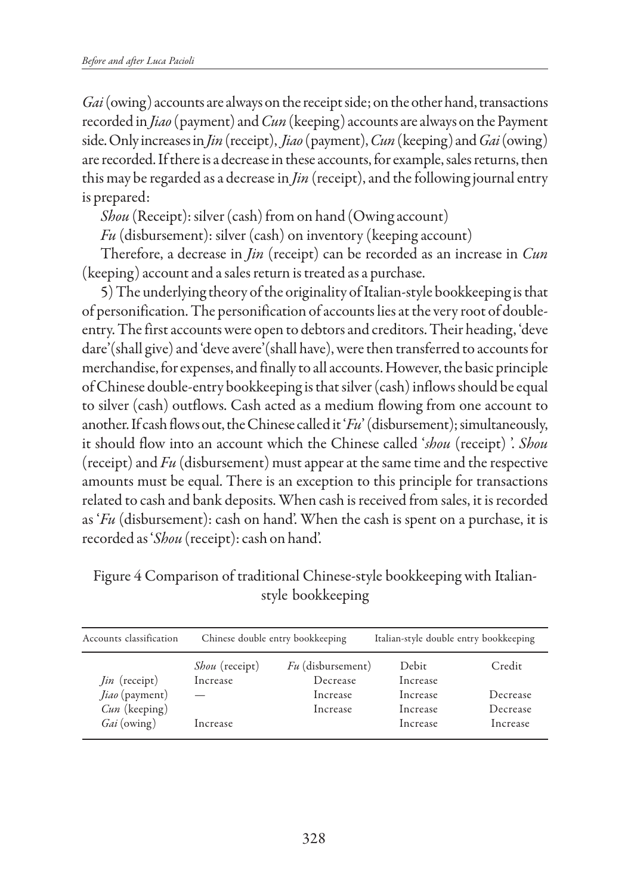*Gai* (owing) accounts are always on the receipt side; on the other hand, transactions recorded in *Jiao* (payment) and *Cun* (keeping) accounts are always on the Payment side. Only increases in *Jin* (receipt), *Jiao* (payment), *Cun* (keeping) and *Gai* (owing) are recorded. If there is a decrease in these accounts, for example, sales returns, then this may be regarded as a decrease in *Jin* (receipt), and the following journal entry is prepared:

*Shou* (Receipt): silver (cash) from on hand (Owing account)

*Fu* (disbursement): silver (cash) on inventory (keeping account)

Therefore, a decrease in *Jin* (receipt) can be recorded as an increase in *Cun* (keeping) account and a sales return is treated as a purchase.

5) The underlying theory of the originality of Italian-style bookkeeping is that of personification. The personification of accounts lies at the very root of double-entry. The first accounts were open to debtors and creditors. Their heading, 'deve dare' (shall give) and 'deve avere' (shall have), were then transferred to accounts for merchandise, for expenses, and finally to all accounts. However, the basic principle of Chinese double-entry bookkeeping is that silver (cash) inflows should be equal to silver (cash) outflows. Cash acted as a medium flowing from one account to another. If cash flows out, the Chinese called it '*Fu*' (disbursement); simultaneously, it should flow into an account which the Chinese called '*shou* (receipt) '. *Shou* (receipt) and *Fu* (disbursement) must appear at the same time and the respective amounts must be equal. There is an exception to this principle for transactions related to cash and bank deposits. When cash is received from sales, it is recorded as '*Fu* (disbursement): cash on hand'. When the cash is spent on a purchase, it is recorded as '*Shou* (receipt): cash on hand'.

Figure 4 Comparison of traditional Chinese-style bookkeeping with Italian-style bookkeeping

| Accounts classification | Chinese double entry bookkeeping | | Italian-style double entry bookkeeping | |
|---|---|---|---|---|
| | *Shou* (receipt) | *Fu* (disbursement) | Debit | Credit |
| *Jin* (receipt) | Increase | Decrease | Increase | |
| *Jiao* (payment) | — | Increase | Increase | Decrease |
| *Cun* (keeping) | | Increase | Increase | Decrease |
| *Gai* (owing) | Increase | | Increase | Increase |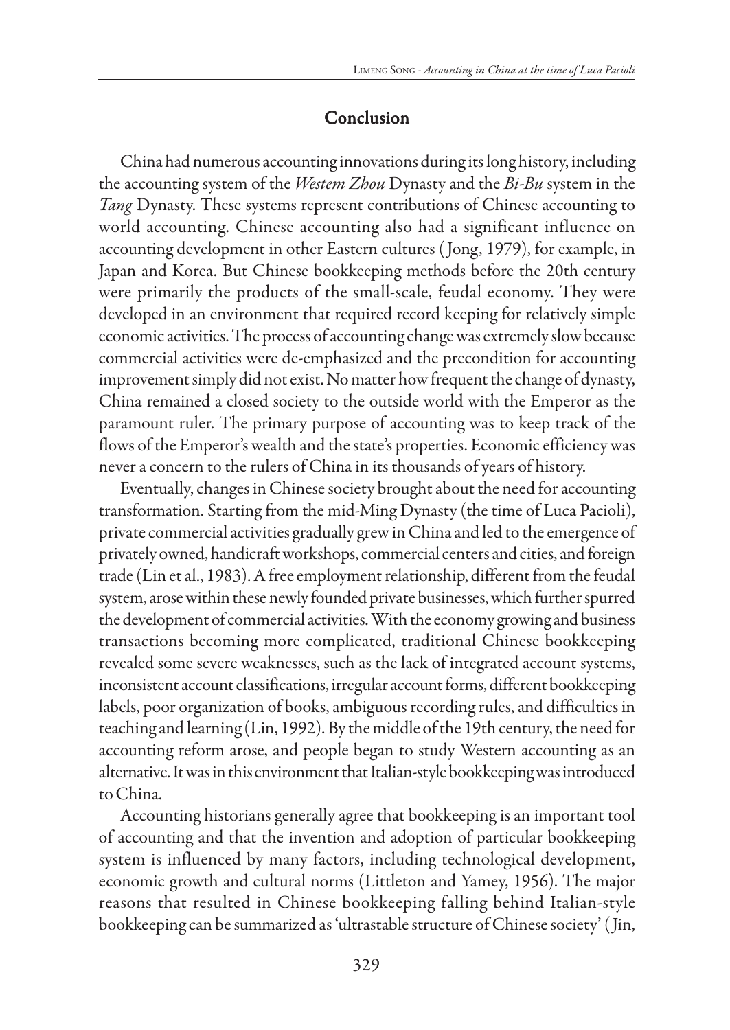## Conclusion

China had numerous accounting innovations during its long history, including the accounting system of the *Westem Zhou* Dynasty and the *Bi-Bu* system in the *Tang* Dynasty. These systems represent contributions of Chinese accounting to world accounting. Chinese accounting also had a significant influence on accounting development in other Eastern cultures (Jong, 1979), for example, in Japan and Korea. But Chinese bookkeeping methods before the 20th century were primarily the products of the small-scale, feudal economy. They were developed in an environment that required record keeping for relatively simple economic activities. The process of accounting change was extremely slow because commercial activities were de-emphasized and the precondition for accounting improvement simply did not exist. No matter how frequent the change of dynasty, China remained a closed society to the outside world with the Emperor as the paramount ruler. The primary purpose of accounting was to keep track of the flows of the Emperor's wealth and the state's properties. Economic efficiency was never a concern to the rulers of China in its thousands of years of history.

Eventually, changes in Chinese society brought about the need for accounting transformation. Starting from the mid-Ming Dynasty (the time of Luca Pacioli), private commercial activities gradually grew in China and led to the emergence of privately owned, handicraft workshops, commercial centers and cities, and foreign trade (Lin et al., 1983). A free employment relationship, different from the feudal system, arose within these newly founded private businesses, which further spurred the development of commercial activities. With the economy growing and business transactions becoming more complicated, traditional Chinese bookkeeping revealed some severe weaknesses, such as the lack of integrated account systems, inconsistent account classifications, irregular account forms, different bookkeeping labels, poor organization of books, ambiguous recording rules, and difficulties in teaching and learning (Lin, 1992). By the middle of the 19th century, the need for accounting reform arose, and people began to study Western accounting as an alternative. It was in this environment that Italian-style bookkeeping was introduced to China.

Accounting historians generally agree that bookkeeping is an important tool of accounting and that the invention and adoption of particular bookkeeping system is influenced by many factors, including technological development, economic growth and cultural norms (Littleton and Yamey, 1956). The major reasons that resulted in Chinese bookkeeping falling behind Italian-style bookkeeping can be summarized as 'ultrastable structure of Chinese society' (Jin,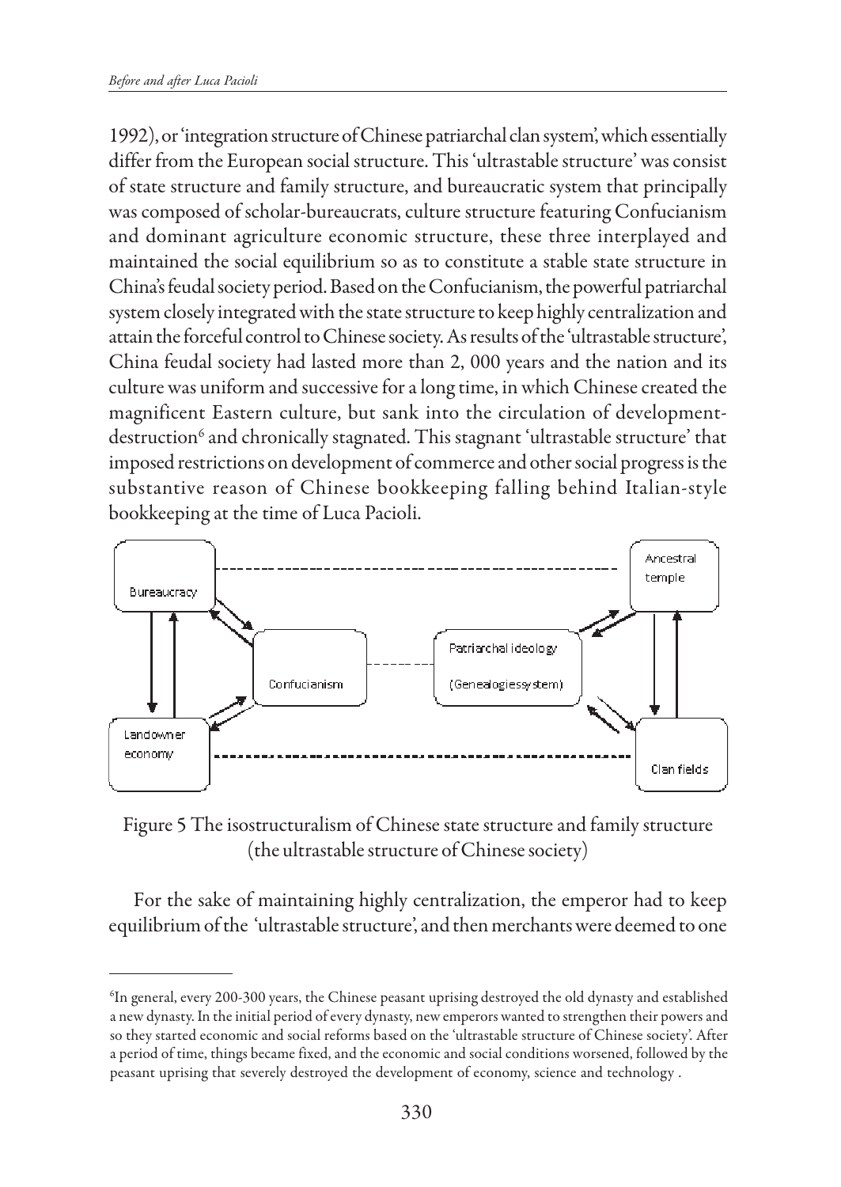1992), or 'integration structure of Chinese patriarchal clan system', which essentially differ from the European social structure. This 'ultrastable structure' was consist of state structure and family structure, and bureaucratic system that principally was composed of scholar-bureaucrats, culture structure featuring Confucianism and dominant agriculture economic structure, these three interplayed and maintained the social equilibrium so as to constitute a stable state structure in China's feudal society period. Based on the Confucianism, the powerful patriarchal system closely integrated with the state structure to keep highly centralization and attain the forceful control to Chinese society. As results of the 'ultrastable structure', China feudal society had lasted more than 2, 000 years and the nation and its culture was uniform and successive for a long time, in which Chinese created the magnificent Eastern culture, but sank into the circulation of development-destruction[6] and chronically stagnated. This stagnant 'ultrastable structure' that imposed restrictions on development of commerce and other social progress is the substantive reason of Chinese bookkeeping falling behind Italian-style bookkeeping at the time of Luca Pacioli.

Bureaucracy | Ancestral temple | Confucianism | Patriarchal ideology (Genealogiessystem) | Landowner economy | Clan fields

Figure 5 The isostructuralism of Chinese state structure and family structure (the ultrastable structure of Chinese society)

For the sake of maintaining highly centralization, the emperor had to keep equilibrium of the 'ultrastable structure', and then merchants were deemed to one

[6]In general, every 200-300 years, the Chinese peasant uprising destroyed the old dynasty and established a new dynasty. In the initial period of every dynasty, new emperors wanted to strengthen their powers and so they started economic and social reforms based on the 'ultrastable structure of Chinese society'. After a period of time, things became fixed, and the economic and social conditions worsened, followed by the peasant uprising that severely destroyed the development of economy, science and technology .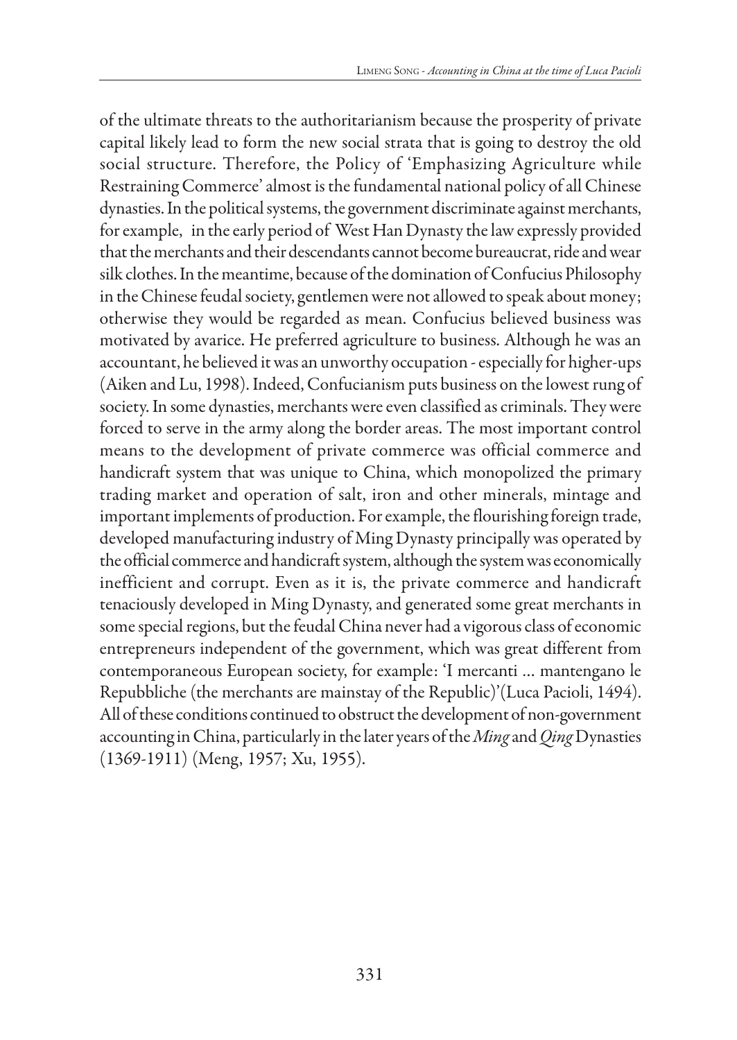of the ultimate threats to the authoritarianism because the prosperity of private capital likely lead to form the new social strata that is going to destroy the old social structure. Therefore, the Policy of 'Emphasizing Agriculture while Restraining Commerce' almost is the fundamental national policy of all Chinese dynasties. In the political systems, the government discriminate against merchants, for example, in the early period of West Han Dynasty the law expressly provided that the merchants and their descendants cannot become bureaucrat, ride and wear silk clothes. In the meantime, because of the domination of Confucius Philosophy in the Chinese feudal society, gentlemen were not allowed to speak about money; otherwise they would be regarded as mean. Confucius believed business was motivated by avarice. He preferred agriculture to business. Although he was an accountant, he believed it was an unworthy occupation - especially for higher-ups (Aiken and Lu, 1998). Indeed, Confucianism puts business on the lowest rung of society. In some dynasties, merchants were even classified as criminals. They were forced to serve in the army along the border areas. The most important control means to the development of private commerce was official commerce and handicraft system that was unique to China, which monopolized the primary trading market and operation of salt, iron and other minerals, mintage and important implements of production. For example, the flourishing foreign trade, developed manufacturing industry of Ming Dynasty principally was operated by the official commerce and handicraft system, although the system was economically inefficient and corrupt. Even as it is, the private commerce and handicraft tenaciously developed in Ming Dynasty, and generated some great merchants in some special regions, but the feudal China never had a vigorous class of economic entrepreneurs independent of the government, which was great different from contemporaneous European society, for example: 'I mercanti ... mantengano le Repubbliche (the merchants are mainstay of the Republic)'(Luca Pacioli, 1494). All of these conditions continued to obstruct the development of non-government accounting in China, particularly in the later years of the *Ming* and *Qing* Dynasties (1369-1911) (Meng, 1957; Xu, 1955).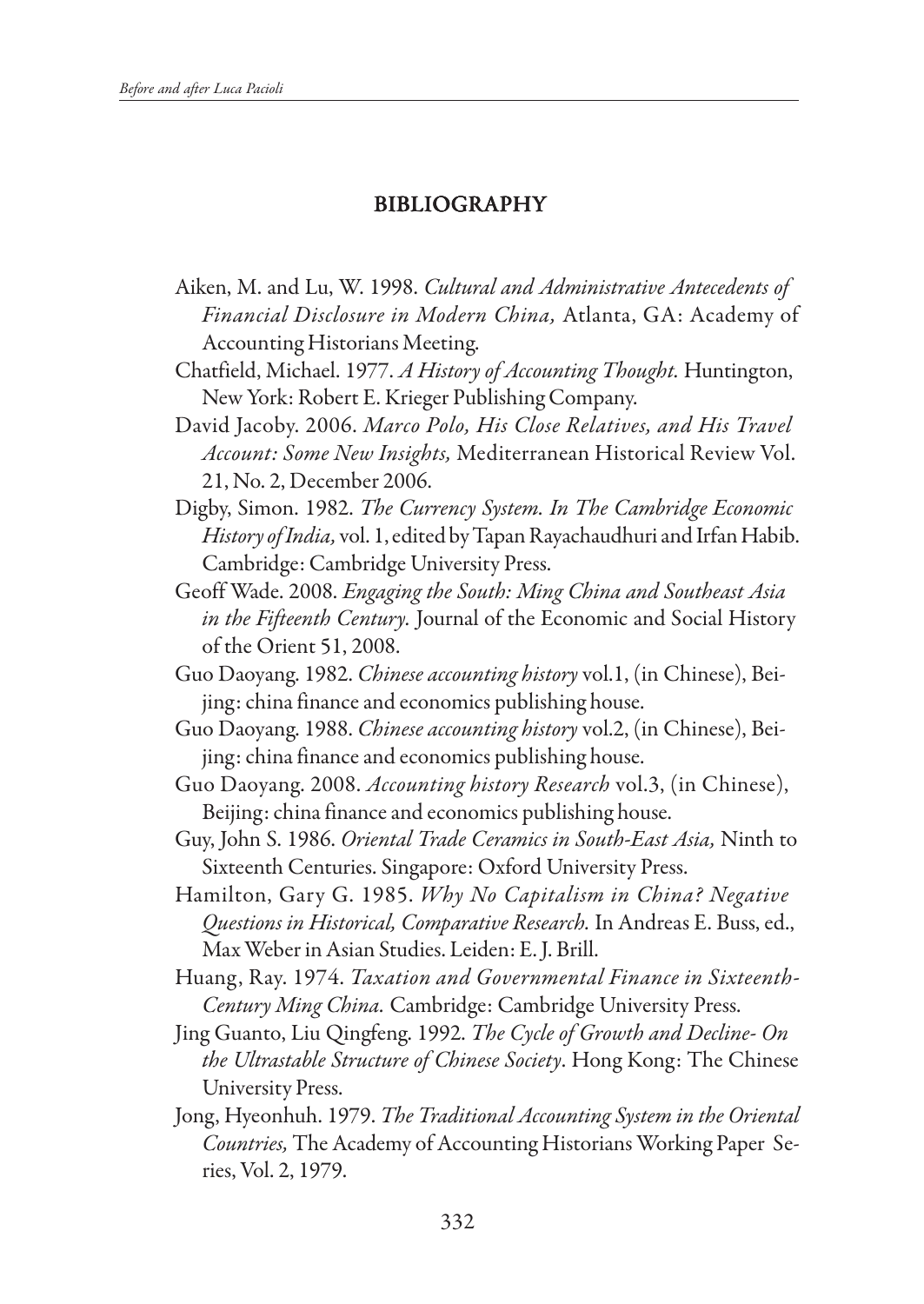## BIBLIOGRAPHY

Aiken, M. and Lu, W. 1998. *Cultural and Administrative Antecedents of Financial Disclosure in Modern China,* Atlanta, GA: Academy of Accounting Historians Meeting.

Chatfield, Michael. 1977. *A History of Accounting Thought.* Huntington, New York: Robert E. Krieger Publishing Company.

David Jacoby. 2006. *Marco Polo, His Close Relatives, and His Travel Account: Some New Insights,* Mediterranean Historical Review Vol. 21, No. 2, December 2006.

Digby, Simon. 1982. *The Currency System. In The Cambridge Economic History of India,* vol. 1, edited by Tapan Rayachaudhuri and Irfan Habib. Cambridge: Cambridge University Press.

Geoff Wade. 2008. *Engaging the South: Ming China and Southeast Asia in the Fifteenth Century.* Journal of the Economic and Social History of the Orient 51, 2008.

Guo Daoyang. 1982. *Chinese accounting history* vol.1, (in Chinese), Beijing: china finance and economics publishing house.

Guo Daoyang. 1988. *Chinese accounting history* vol.2, (in Chinese), Beijing: china finance and economics publishing house.

Guo Daoyang. 2008. *Accounting history Research* vol.3, (in Chinese), Beijing: china finance and economics publishing house.

Guy, John S. 1986. *Oriental Trade Ceramics in South-East Asia,* Ninth to Sixteenth Centuries. Singapore: Oxford University Press.

Hamilton, Gary G. 1985. *Why No Capitalism in China? Negative Questions in Historical, Comparative Research.* In Andreas E. Buss, ed., Max Weber in Asian Studies. Leiden: E. J. Brill.

Huang, Ray. 1974. *Taxation and Governmental Finance in Sixteenth-Century Ming China.* Cambridge: Cambridge University Press.

Jing Guanto, Liu Qingfeng. 1992. *The Cycle of Growth and Decline- On the Ultrastable Structure of Chinese Society*. Hong Kong: The Chinese University Press.

Jong, Hyeonhuh. 1979. *The Traditional Accounting System in the Oriental Countries,* The Academy of Accounting Historians Working Paper Series, Vol. 2, 1979.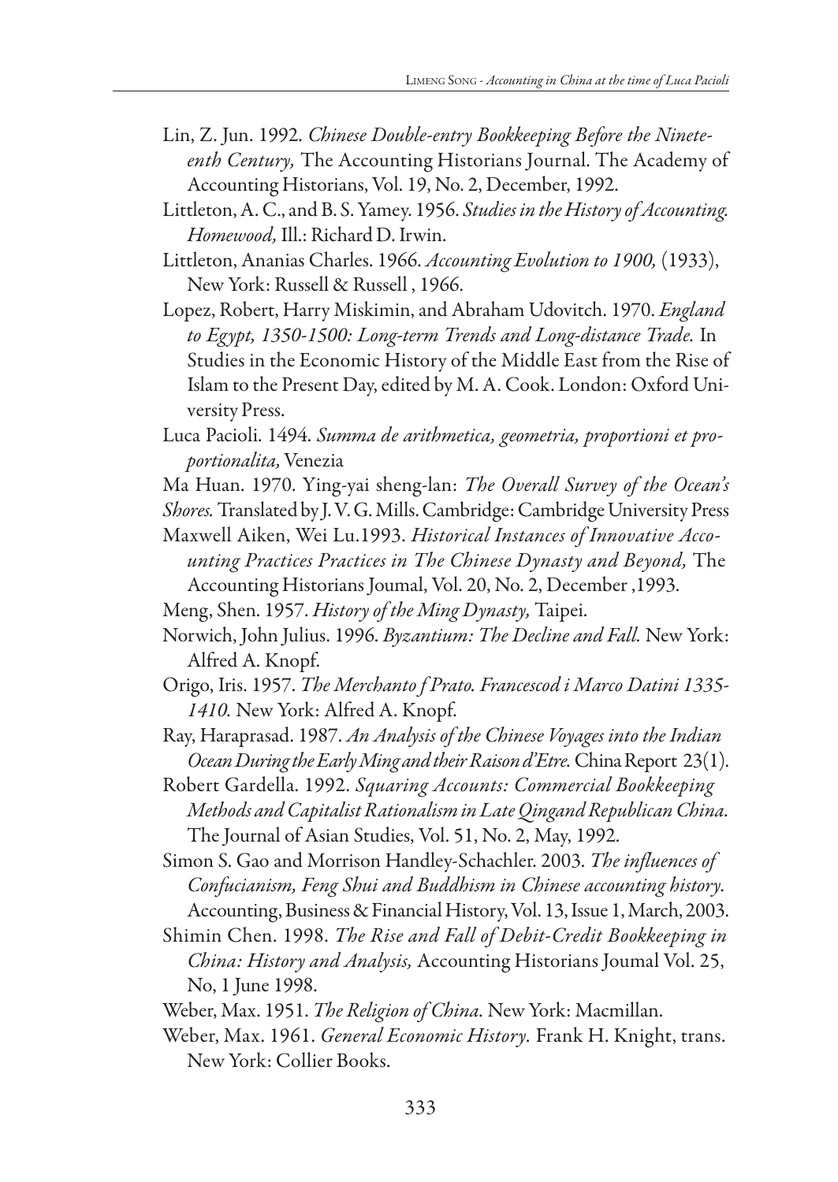Lin, Z. Jun. 1992. *Chinese Double-entry Bookkeeping Before the Nineteenth Century,* The Accounting Historians Journal. The Academy of Accounting Historians, Vol. 19, No. 2, December, 1992.

Littleton, A. C., and B. S. Yamey. 1956. *Studies in the History of Accounting. Homewood,* Ill.: Richard D. Irwin.

Littleton, Ananias Charles. 1966. *Accounting Evolution to 1900,* (1933), New York: Russell & Russell , 1966.

Lopez, Robert, Harry Miskimin, and Abraham Udovitch. 1970. *England to Egypt, 1350-1500: Long-term Trends and Long-distance Trade.* In Studies in the Economic History of the Middle East from the Rise of Islam to the Present Day, edited by M. A. Cook. London: Oxford University Press.

Luca Pacioli. 1494. *Summa de arithmetica, geometria, proportioni et proportionalita,* Venezia

Ma Huan. 1970. Ying-yai sheng-lan: *The Overall Survey of the Ocean's Shores.* Translated by J. V. G. Mills. Cambridge: Cambridge University Press

Maxwell Aiken, Wei Lu.1993. *Historical Instances of Innovative Accounting Practices Practices in The Chinese Dynasty and Beyond,* The Accounting Historians Joumal, Vol. 20, No. 2, December ,1993.

Meng, Shen. 1957. *History of the Ming Dynasty,* Taipei.

Norwich, John Julius. 1996. *Byzantium: The Decline and Fall.* New York: Alfred A. Knopf.

Origo, Iris. 1957. *The Merchanto f Prato. Francescod i Marco Datini 1335-1410.* New York: Alfred A. Knopf.

Ray, Haraprasad. 1987. *An Analysis of the Chinese Voyages into the Indian Ocean During the Early Ming and their Raison d'Etre.* China Report 23(1).

Robert Gardella. 1992. *Squaring Accounts: Commercial Bookkeeping Methods and Capitalist Rationalism in Late Qingand Republican China.* The Journal of Asian Studies, Vol. 51, No. 2, May, 1992.

Simon S. Gao and Morrison Handley-Schachler. 2003. *The influences of Confucianism, Feng Shui and Buddhism in Chinese accounting history.* Accounting, Business & Financial History, Vol. 13, Issue 1, March, 2003.

Shimin Chen. 1998. *The Rise and Fall of Debit-Credit Bookkeeping in China: History and Analysis,* Accounting Historians Joumal Vol. 25, No, 1 June 1998.

Weber, Max. 1951. *The Religion of China.* New York: Macmillan.

Weber, Max. 1961. *General Economic History.* Frank H. Knight, trans. New York: Collier Books.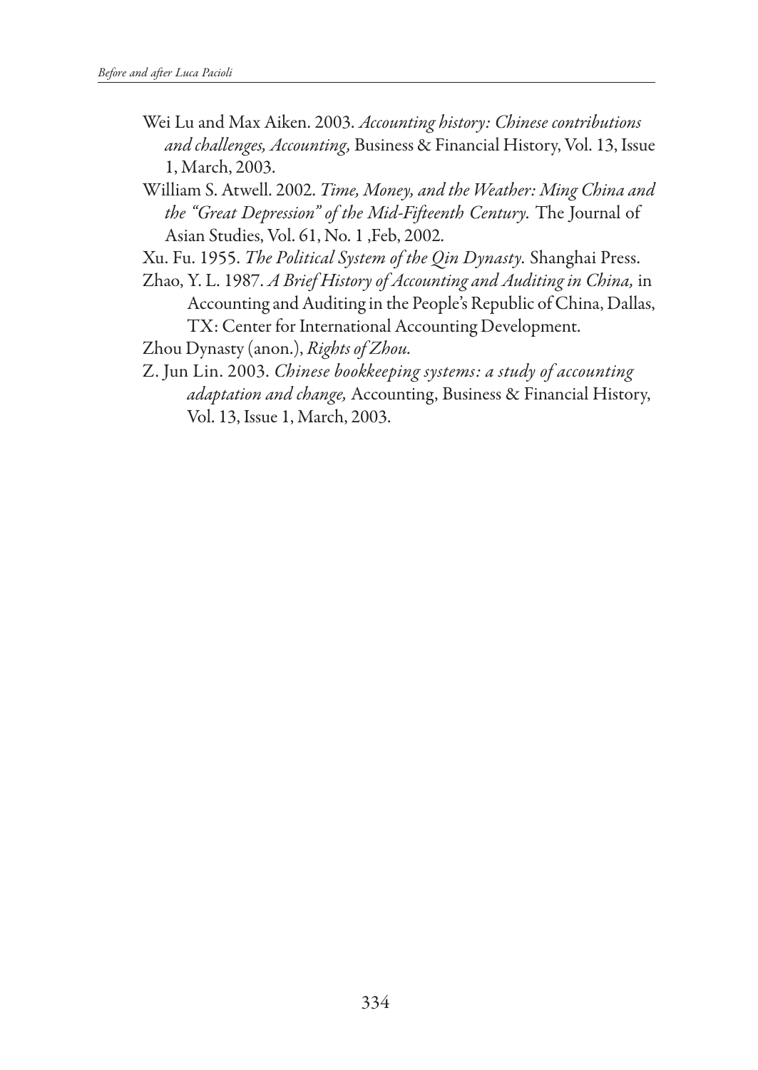Wei Lu and Max Aiken. 2003. *Accounting history: Chinese contributions and challenges, Accounting,* Business & Financial History, Vol. 13, Issue 1, March, 2003.

William S. Atwell. 2002. *Time, Money, and the Weather: Ming China and the "Great Depression" of the Mid-Fifteenth Century.* The Journal of Asian Studies, Vol. 61, No. 1 ,Feb, 2002.

Xu. Fu. 1955. *The Political System of the Qin Dynasty.* Shanghai Press.

Zhao, Y. L. 1987. *A Brief History of Accounting and Auditing in China,* in Accounting and Auditing in the People's Republic of China, Dallas, TX: Center for International Accounting Development.

Zhou Dynasty (anon.), *Rights of Zhou.*

Z. Jun Lin. 2003. *Chinese bookkeeping systems: a study of accounting adaptation and change,* Accounting, Business & Financial History, Vol. 13, Issue 1, March, 2003.